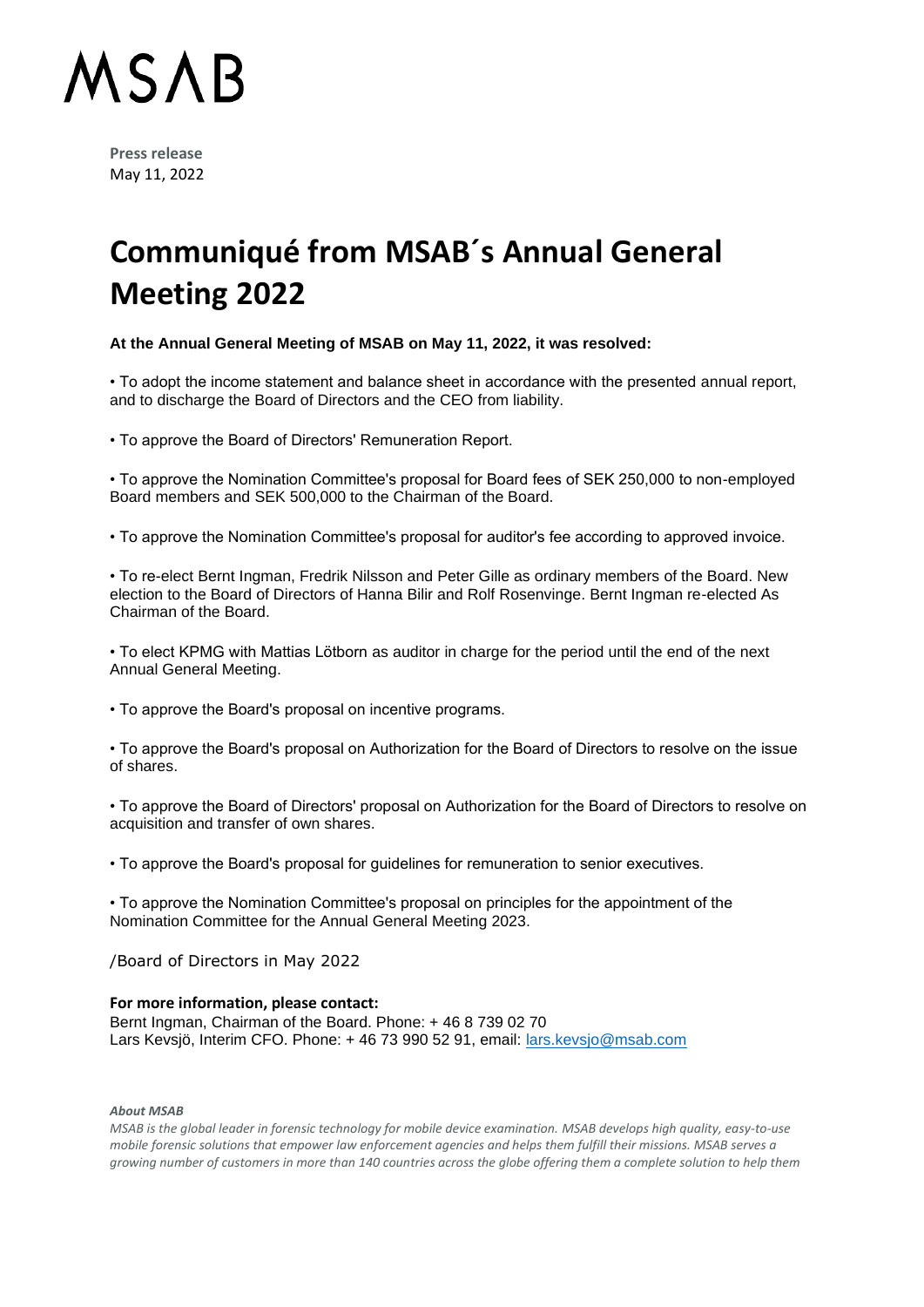# MSAB

**Press release**
May 11, 2022

# Communiqué from MSAB´s Annual General Meeting 2022

**At the Annual General Meeting of MSAB on May 11, 2022, it was resolved:**

• To adopt the income statement and balance sheet in accordance with the presented annual report, and to discharge the Board of Directors and the CEO from liability.

• To approve the Board of Directors' Remuneration Report.

• To approve the Nomination Committee's proposal for Board fees of SEK 250,000 to non-employed Board members and SEK 500,000 to the Chairman of the Board.

• To approve the Nomination Committee's proposal for auditor's fee according to approved invoice.

• To re-elect Bernt Ingman, Fredrik Nilsson and Peter Gille as ordinary members of the Board. New election to the Board of Directors of Hanna Bilir and Rolf Rosenvinge. Bernt Ingman re-elected As Chairman of the Board.

• To elect KPMG with Mattias Lötborn as auditor in charge for the period until the end of the next Annual General Meeting.

• To approve the Board's proposal on incentive programs.

• To approve the Board's proposal on Authorization for the Board of Directors to resolve on the issue of shares.

• To approve the Board of Directors' proposal on Authorization for the Board of Directors to resolve on acquisition and transfer of own shares.

• To approve the Board's proposal for guidelines for remuneration to senior executives.

• To approve the Nomination Committee's proposal on principles for the appointment of the Nomination Committee for the Annual General Meeting 2023.

/Board of Directors in May 2022

**For more information, please contact:**
Bernt Ingman, Chairman of the Board. Phone: + 46 8 739 02 70
Lars Kevsjö, Interim CFO. Phone: + 46 73 990 52 91, email: lars.kevsjo@msab.com

***About MSAB***
*MSAB is the global leader in forensic technology for mobile device examination. MSAB develops high quality, easy-to-use mobile forensic solutions that empower law enforcement agencies and helps them fulfill their missions. MSAB serves a growing number of customers in more than 140 countries across the globe offering them a complete solution to help them*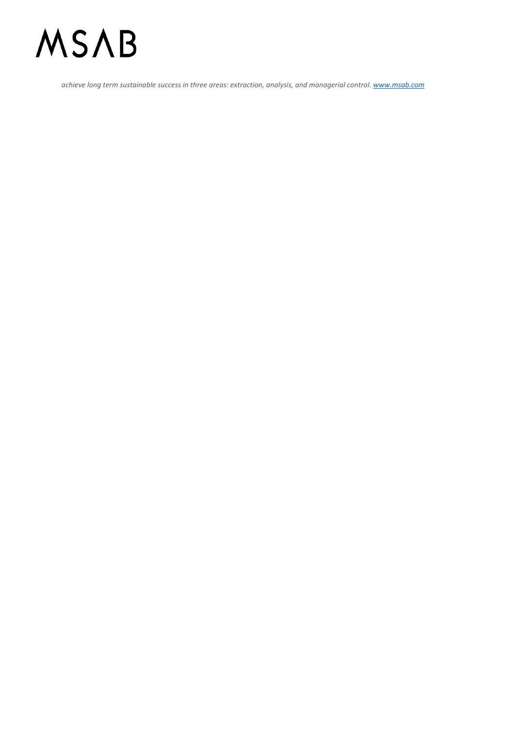*achieve long term sustainable success in three areas: extraction, analysis, and managerial control. [www.msab.com](http://www.msab.com)*